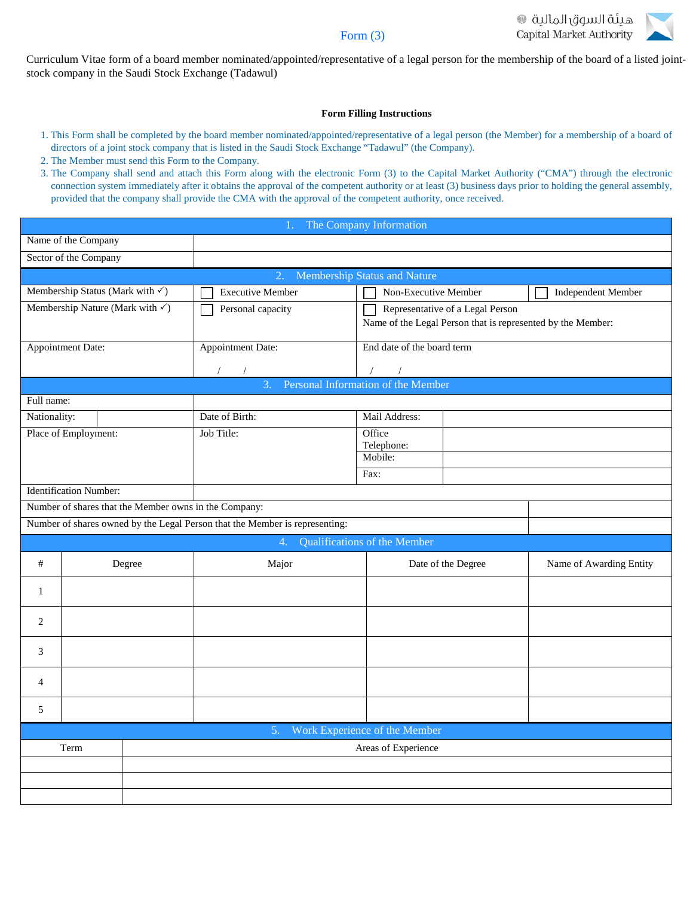هيئة السوق المالية
Capital Market Authority

Form (3)

Curriculum Vitae form of a board member nominated/appointed/representative of a legal person for the membership of the board of a listed joint-stock company in the Saudi Stock Exchange (Tadawul)

**Form Filling Instructions**

1. This Form shall be completed by the board member nominated/appointed/representative of a legal person (the Member) for a membership of a board of directors of a joint stock company that is listed in the Saudi Stock Exchange "Tadawul" (the Company).
2. The Member must send this Form to the Company.
3. The Company shall send and attach this Form along with the electronic Form (3) to the Capital Market Authority ("CMA") through the electronic connection system immediately after it obtains the approval of the competent authority or at least (3) business days prior to holding the general assembly, provided that the company shall provide the CMA with the approval of the competent authority, once received.

| 1. The Company Information | |
|---|---|
| Name of the Company | |
| Sector of the Company | |

| 2. Membership Status and Nature | | | |
|---|---|---|---|
| Membership Status (Mark with ✓) | ☐ Executive Member | ☐ Non-Executive Member | ☐ Independent Member |
| Membership Nature (Mark with ✓) | ☐ Personal capacity | ☐ Representative of a Legal Person<br>Name of the Legal Person that is represented by the Member: | |
| Appointment Date: | Appointment Date:<br>/ / | End date of the board term<br>/ / | |

| 3. Personal Information of the Member | | | | |
|---|---|---|---|---|
| Full name: | | | | |
| Nationality: | | Date of Birth: | Mail Address: | |
| Place of Employment: | | Job Title: | Office Telephone: | |
| | | | Mobile: | |
| | | | Fax: | |
| Identification Number: | | | | |
| Number of shares that the Member owns in the Company: | | | | |
| Number of shares owned by the Legal Person that the Member is representing: | | | | |

| 4. Qualifications of the Member | | | | |
|---|---|---|---|---|
| # | Degree | Major | Date of the Degree | Name of Awarding Entity |
| 1 | | | | |
| 2 | | | | |
| 3 | | | | |
| 4 | | | | |
| 5 | | | | |

| 5. Work Experience of the Member | |
|---|---|
| Term | Areas of Experience |
| | |
| | |
| | |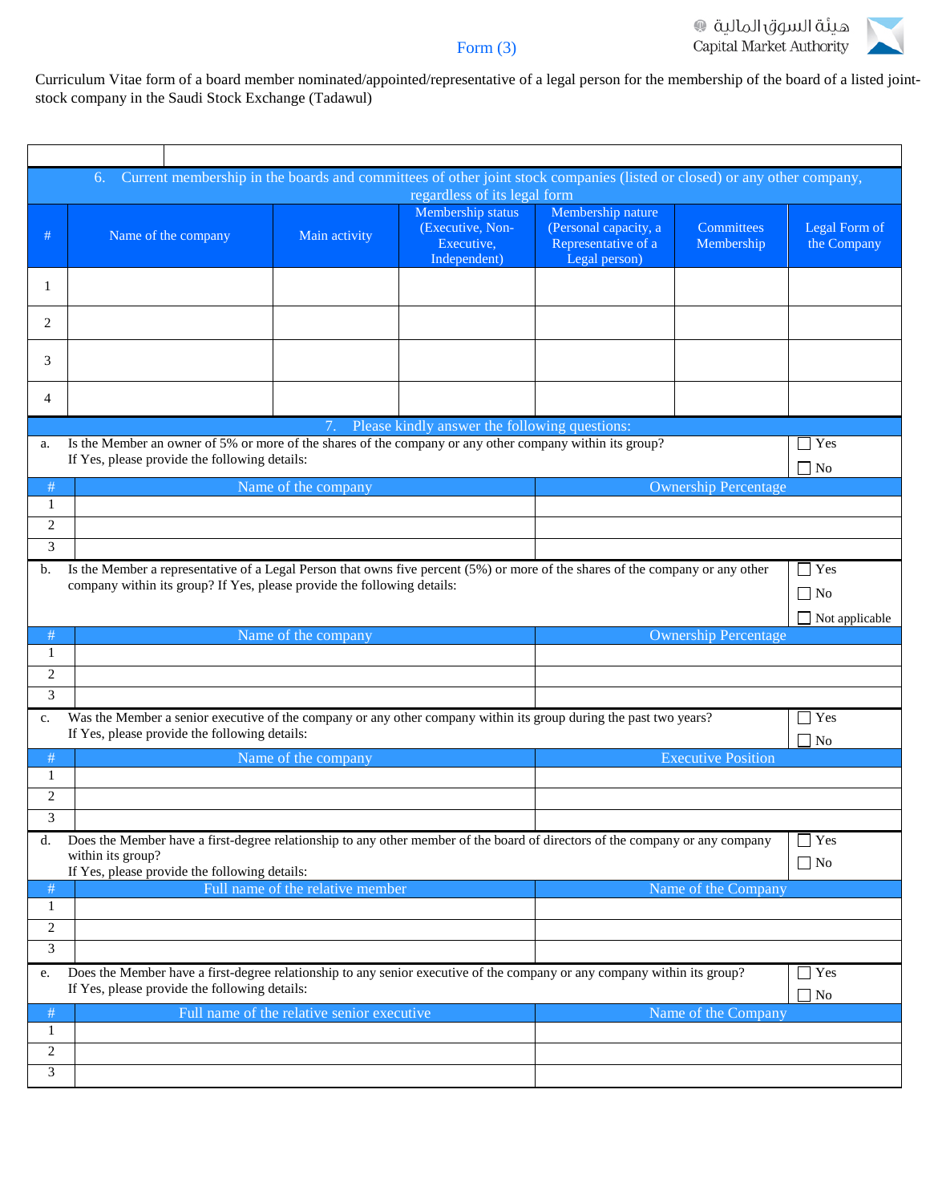Form (3)

Curriculum Vitae form of a board member nominated/appointed/representative of a legal person for the membership of the board of a listed joint-stock company in the Saudi Stock Exchange (Tadawul)

| | |
|---|---|
| | |

## 6. Current membership in the boards and committees of other joint stock companies (listed or closed) or any other company, regardless of its legal form

| # | Name of the company | Main activity | Membership status (Executive, Non-Executive, Independent) | Membership nature (Personal capacity, a Representative of a Legal person) | Committees Membership | Legal Form of the Company |
|---|---|---|---|---|---|---|
| 1 | | | | | | |
| 2 | | | | | | |
| 3 | | | | | | |
| 4 | | | | | | |

## 7. Please kindly answer the following questions:

a. Is the Member an owner of 5% or more of the shares of the company or any other company within its group? If Yes, please provide the following details:

☐ Yes
☐ No

| # | Name of the company | Ownership Percentage |
|---|---|---|
| 1 | | |
| 2 | | |
| 3 | | |

b. Is the Member a representative of a Legal Person that owns five percent (5%) or more of the shares of the company or any other company within its group? If Yes, please provide the following details:

☐ Yes
☐ No
☐ Not applicable

| # | Name of the company | Ownership Percentage |
|---|---|---|
| 1 | | |
| 2 | | |
| 3 | | |

c. Was the Member a senior executive of the company or any other company within its group during the past two years? If Yes, please provide the following details:

☐ Yes
☐ No

| # | Name of the company | Executive Position |
|---|---|---|
| 1 | | |
| 2 | | |
| 3 | | |

d. Does the Member have a first-degree relationship to any other member of the board of directors of the company or any company within its group? If Yes, please provide the following details:

☐ Yes
☐ No

| # | Full name of the relative member | Name of the Company |
|---|---|---|
| 1 | | |
| 2 | | |
| 3 | | |

e. Does the Member have a first-degree relationship to any senior executive of the company or any company within its group? If Yes, please provide the following details:

☐ Yes
☐ No

| # | Full name of the relative senior executive | Name of the Company |
|---|---|---|
| 1 | | |
| 2 | | |
| 3 | | |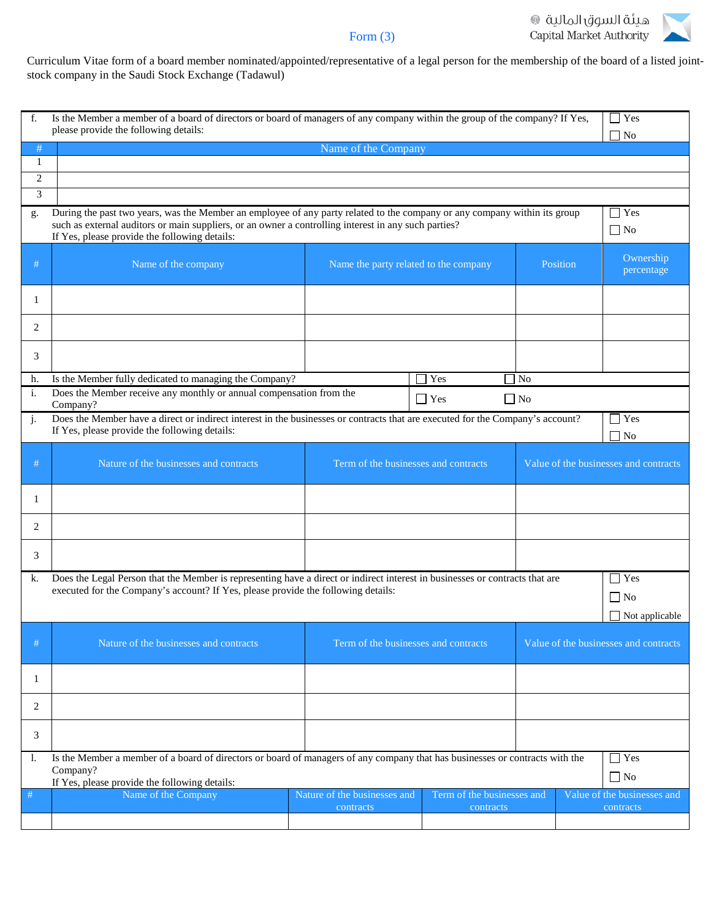Form (3)

Curriculum Vitae form of a board member nominated/appointed/representative of a legal person for the membership of the board of a listed joint-stock company in the Saudi Stock Exchange (Tadawul)

f. Is the Member a member of a board of directors or board of managers of any company within the group of the company? If Yes, please provide the following details: ☐ Yes ☐ No

| # | Name of the Company |
|---|---|
| 1 | |
| 2 | |
| 3 | |

g. During the past two years, was the Member an employee of any party related to the company or any company within its group such as external auditors or main suppliers, or an owner a controlling interest in any such parties? If Yes, please provide the following details: ☐ Yes ☐ No

| # | Name of the company | Name the party related to the company | Position | Ownership percentage |
|---|---|---|---|---|
| 1 | | | | |
| 2 | | | | |
| 3 | | | | |

h. Is the Member fully dedicated to managing the Company? ☐ Yes ☐ No

i. Does the Member receive any monthly or annual compensation from the Company? ☐ Yes ☐ No

j. Does the Member have a direct or indirect interest in the businesses or contracts that are executed for the Company's account? If Yes, please provide the following details: ☐ Yes ☐ No

| # | Nature of the businesses and contracts | Term of the businesses and contracts | Value of the businesses and contracts |
|---|---|---|---|
| 1 | | | |
| 2 | | | |
| 3 | | | |

k. Does the Legal Person that the Member is representing have a direct or indirect interest in businesses or contracts that are executed for the Company's account? If Yes, please provide the following details: ☐ Yes ☐ No ☐ Not applicable

| # | Nature of the businesses and contracts | Term of the businesses and contracts | Value of the businesses and contracts |
|---|---|---|---|
| 1 | | | |
| 2 | | | |
| 3 | | | |

l. Is the Member a member of a board of directors or board of managers of any company that has businesses or contracts with the Company? If Yes, please provide the following details: ☐ Yes ☐ No

| # | Name of the Company | Nature of the businesses and contracts | Term of the businesses and contracts | Value of the businesses and contracts |
|---|---|---|---|---|
| | | | | |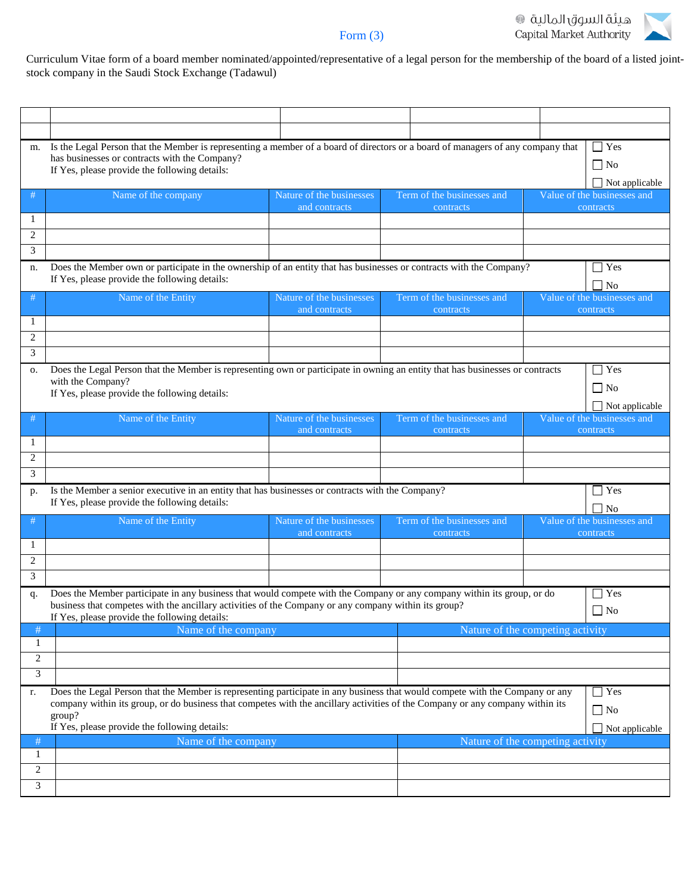Form (3)

Curriculum Vitae form of a board member nominated/appointed/representative of a legal person for the membership of the board of a listed joint-stock company in the Saudi Stock Exchange (Tadawul)

| | | | | |
|---|---|---|---|---|
| | | | | |
| | | | | |

m. Is the Legal Person that the Member is representing a member of a board of directors or a board of managers of any company that has businesses or contracts with the Company?
If Yes, please provide the following details:

☐ Yes
☐ No
☐ Not applicable

| # | Name of the company | Nature of the businesses and contracts | Term of the businesses and contracts | Value of the businesses and contracts |
|---|---|---|---|---|
| 1 | | | | |
| 2 | | | | |
| 3 | | | | |

n. Does the Member own or participate in the ownership of an entity that has businesses or contracts with the Company?
If Yes, please provide the following details:

☐ Yes
☐ No

| # | Name of the Entity | Nature of the businesses and contracts | Term of the businesses and contracts | Value of the businesses and contracts |
|---|---|---|---|---|
| 1 | | | | |
| 2 | | | | |
| 3 | | | | |

o. Does the Legal Person that the Member is representing own or participate in owning an entity that has businesses or contracts with the Company?
If Yes, please provide the following details:

☐ Yes
☐ No
☐ Not applicable

| # | Name of the Entity | Nature of the businesses and contracts | Term of the businesses and contracts | Value of the businesses and contracts |
|---|---|---|---|---|
| 1 | | | | |
| 2 | | | | |
| 3 | | | | |

p. Is the Member a senior executive in an entity that has businesses or contracts with the Company?
If Yes, please provide the following details:

☐ Yes
☐ No

| # | Name of the Entity | Nature of the businesses and contracts | Term of the businesses and contracts | Value of the businesses and contracts |
|---|---|---|---|---|
| 1 | | | | |
| 2 | | | | |
| 3 | | | | |

q. Does the Member participate in any business that would compete with the Company or any company within its group, or do business that competes with the ancillary activities of the Company or any company within its group?
If Yes, please provide the following details:

☐ Yes
☐ No

| # | Name of the company | Nature of the competing activity |
|---|---|---|
| 1 | | |
| 2 | | |
| 3 | | |

r. Does the Legal Person that the Member is representing participate in any business that would compete with the Company or any company within its group, or do business that competes with the ancillary activities of the Company or any company within its group?
If Yes, please provide the following details:

☐ Yes
☐ No
☐ Not applicable

| # | Name of the company | Nature of the competing activity |
|---|---|---|
| 1 | | |
| 2 | | |
| 3 | | |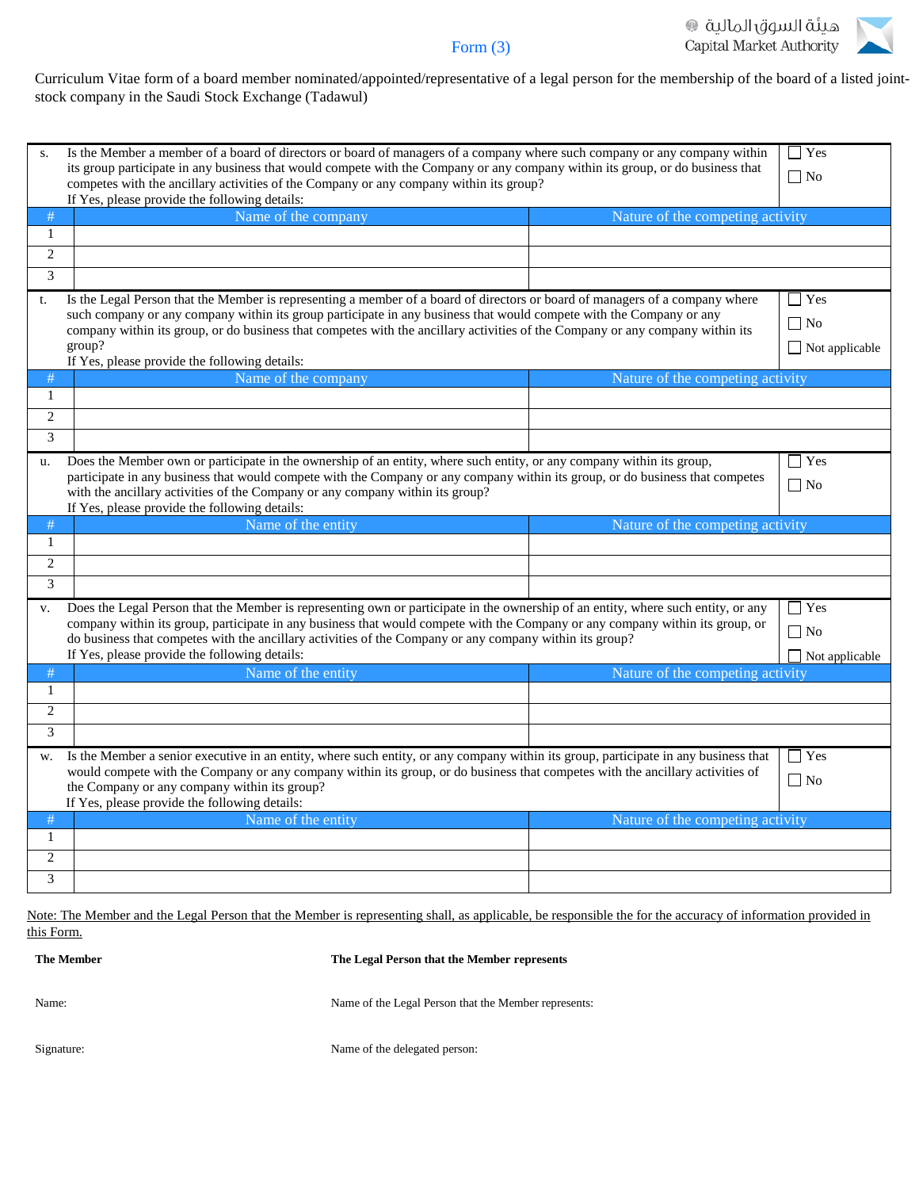Form (3)

Curriculum Vitae form of a board member nominated/appointed/representative of a legal person for the membership of the board of a listed joint-stock company in the Saudi Stock Exchange (Tadawul)

s. Is the Member a member of a board of directors or board of managers of a company where such company or any company within its group participate in any business that would compete with the Company or any company within its group, or do business that competes with the ancillary activities of the Company or any company within its group?
If Yes, please provide the following details:

☐ Yes
☐ No

| # | Name of the company | Nature of the competing activity |
|---|---|---|
| 1 | | |
| 2 | | |
| 3 | | |

t. Is the Legal Person that the Member is representing a member of a board of directors or board of managers of a company where such company or any company within its group participate in any business that would compete with the Company or any company within its group, or do business that competes with the ancillary activities of the Company or any company within its group?
If Yes, please provide the following details:

☐ Yes
☐ No
☐ Not applicable

| # | Name of the company | Nature of the competing activity |
|---|---|---|
| 1 | | |
| 2 | | |
| 3 | | |

u. Does the Member own or participate in the ownership of an entity, where such entity, or any company within its group, participate in any business that would compete with the Company or any company within its group, or do business that competes with the ancillary activities of the Company or any company within its group?
If Yes, please provide the following details:

☐ Yes
☐ No

| # | Name of the entity | Nature of the competing activity |
|---|---|---|
| 1 | | |
| 2 | | |
| 3 | | |

v. Does the Legal Person that the Member is representing own or participate in the ownership of an entity, where such entity, or any company within its group, participate in any business that would compete with the Company or any company within its group, or do business that competes with the ancillary activities of the Company or any company within its group?
If Yes, please provide the following details:

☐ Yes
☐ No
☐ Not applicable

| # | Name of the entity | Nature of the competing activity |
|---|---|---|
| 1 | | |
| 2 | | |
| 3 | | |

w. Is the Member a senior executive in an entity, where such entity, or any company within its group, participate in any business that would compete with the Company or any company within its group, or do business that competes with the ancillary activities of the Company or any company within its group?
If Yes, please provide the following details:

☐ Yes
☐ No

| # | Name of the entity | Nature of the competing activity |
|---|---|---|
| 1 | | |
| 2 | | |
| 3 | | |

Note: The Member and the Legal Person that the Member is representing shall, as applicable, be responsible the for the accuracy of information provided in this Form.

| **The Member** | **The Legal Person that the Member represents** |
|---|---|
| Name: | Name of the Legal Person that the Member represents: |
| Signature: | Name of the delegated person: |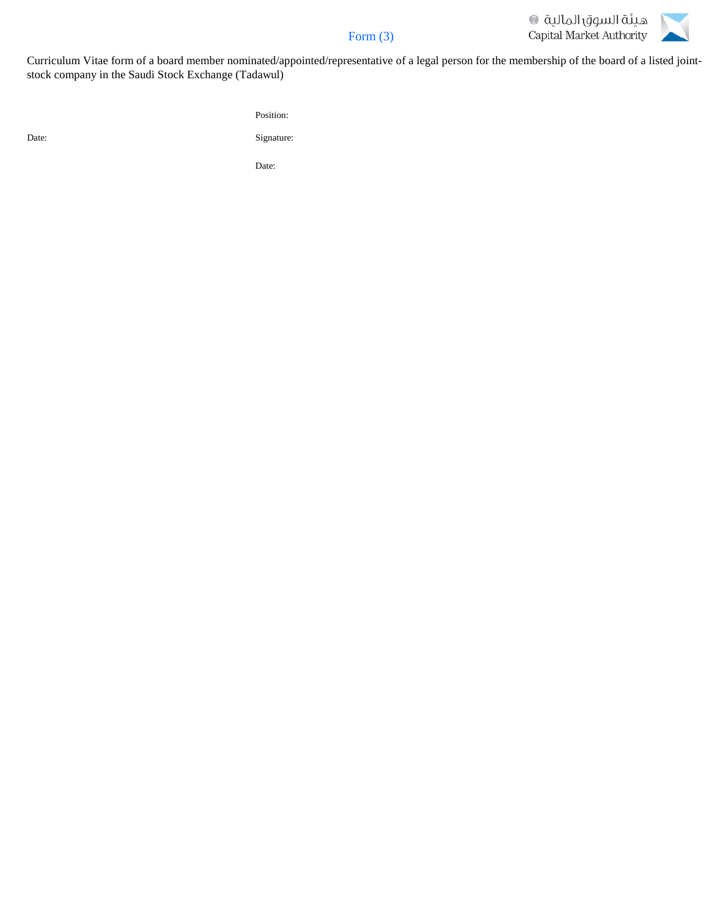Form (3)

Curriculum Vitae form of a board member nominated/appointed/representative of a legal person for the membership of the board of a listed joint-stock company in the Saudi Stock Exchange (Tadawul)

Position:

Date:

Signature:

Date: